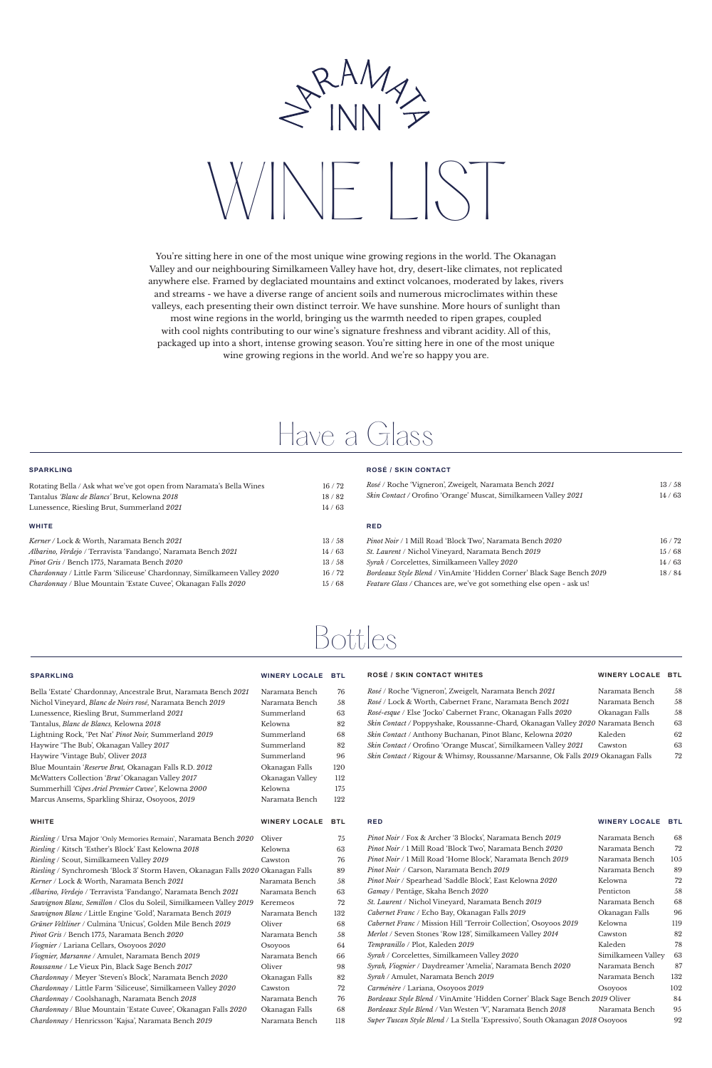# NARAMATA INN

# WINE LIST

You're sitting here in one of the most unique wine growing regions in the world. The Okanagan Valley and our neighbouring Similkameen Valley have hot, dry, desert-like climates, not replicated anywhere else. Framed by deglaciated mountains and extinct volcanoes, moderated by lakes, rivers and streams - we have a diverse range of ancient soils and numerous microclimates within these valleys, each presenting their own distinct terroir. We have sunshine. More hours of sunlight than most wine regions in the world, bringing us the warmth needed to ripen grapes, coupled with cool nights contributing to our wine's signature freshness and vibrant acidity. All of this, packaged up into a short, intense growing season. You're sitting here in one of the most unique wine growing regions in the world. And we're so happy you are.

## Have a Glass

### SPARKLING

| Wine | Price |
|---|---|
| Rotating Bella / Ask what we've got open from Naramata's Bella Wines | 16 / 72 |
| Tantalus *'Blanc de Blancs'* Brut, Kelowna *2018* | 18 / 82 |
| Lunessence, Riesling Brut, Summerland *2021* | 14 / 63 |

### WHITE

| Wine | Price |
|---|---|
| *Kerner* / Lock & Worth, Naramata Bench *2021* | 13 / 58 |
| *Albarino, Verdejo* / Terravista 'Fandango', Naramata Bench *2021* | 14 / 63 |
| *Pinot Gris* / Bench 1775, Naramata Bench *2020* | 13 / 58 |
| *Chardonnay* / Little Farm 'Siliceuse' Chardonnay, Similkameen Valley *2020* | 16 / 72 |
| *Chardonnay* / Blue Mountain 'Estate Cuvee', Okanagan Falls *2020* | 15 / 68 |

### ROSÉ / SKIN CONTACT

| Wine | Price |
|---|---|
| *Rosé* / Roche 'Vigneron', Zweigelt, Naramata Bench *2021* | 13 / 58 |
| *Skin Contact* / Orofino 'Orange' Muscat, Similkameen Valley *2021* | 14 / 63 |

### RED

| Wine | Price |
|---|---|
| *Pinot Noir* / 1 Mill Road 'Block Two', Naramata Bench *2020* | 16 / 72 |
| *St. Laurent* / Nichol Vineyard, Naramata Bench *2019* | 15 / 68 |
| *Syrah* / Corcelettes, Similkameen Valley *2020* | 14 / 63 |
| *Bordeaux Style Blend* / VinAmite 'Hidden Corner' Black Sage Bench *2019* | 18 / 84 |
| *Feature Glass* / Chances are, we've got something else open - ask us! | |

## Bottles

### SPARKLING

| SPARKLING | WINERY LOCALE | BTL |
|---|---|---|
| Bella 'Estate' Chardonnay, Ancestrale Brut, Naramata Bench *2021* | Naramata Bench | 76 |
| Nichol Vineyard, *Blanc de Noirs rosé*, Naramata Bench *2019* | Naramata Bench | 58 |
| Lunessence, Riesling Brut, Summerland *2021* | Summerland | 63 |
| Tantalus, *Blanc de Blancs,* Kelowna *2018* | Kelowna | 82 |
| Lightning Rock, 'Pet Nat' *Pinot Noir,* Summerland *2019* | Summerland | 68 |
| Haywire 'The Bub', Okanagan Valley *2017* | Summerland | 82 |
| Haywire 'Vintage Bub', Oliver *2013* | Summerland | 96 |
| Blue Mountain *'Reserve Brut,* Okanagan Falls R.D. *2012* | Okanagan Falls | 120 |
| McWatters Collection *'Brut'* Okanagan Valley *2017* | Okanagan Valley | 112 |
| Summerhill *'Cipes Ariel Premier Cuvee'*, Kelowna *2000* | Kelowna | 175 |
| Marcus Ansems, Sparkling Shiraz, Osoyoos, *2019* | Naramata Bench | 122 |

### ROSÉ / SKIN CONTACT WHITES

| ROSÉ / SKIN CONTACT WHITES | WINERY LOCALE | BTL |
|---|---|---|
| *Rosé* / Roche 'Vigneron', Zweigelt, Naramata Bench *2021* | Naramata Bench | 58 |
| *Rosé* / Lock & Worth, Cabernet Franc, Naramata Bench *2021* | Naramata Bench | 58 |
| *Rosé-esque* / Else 'Jocko' Cabernet Franc, Okanagan Falls *2020* | Okanagan Falls | 58 |
| *Skin Contact* / Poppyshake, Roussanne-Chard, Okanagan Valley *2020* | Naramata Bench | 63 |
| *Skin Contact* / Anthony Buchanan, Pinot Blanc, Kelowna *2020* | Kaleden | 62 |
| *Skin Contact* / Orofino 'Orange Muscat', Similkameen Valley *2021* | Cawston | 63 |
| *Skin Contact* / Rigour & Whimsy, Roussanne/Marsanne, Ok Falls *2019* | Okanagan Falls | 72 |

### WHITE

| WHITE | WINERY LOCALE | BTL |
|---|---|---|
| *Riesling* / Ursa Major 'Only Memories Remain', Naramata Bench *2020* | Oliver | 75 |
| *Riesling* / Kitsch 'Esther's Block' East Kelowna *2018* | Kelowna | 63 |
| *Riesling* / Scout, Similkameen Valley *2019* | Cawston | 76 |
| *Riesling* / Synchromesh 'Block 3' Storm Haven, Okanagan Falls *2020* | Okanagan Falls | 89 |
| *Kerner* / Lock & Worth, Naramata Bench *2021* | Naramata Bench | 58 |
| *Albarino, Verdejo* / Terravista 'Fandango', Naramata Bench *2021* | Naramata Bench | 63 |
| *Sauvignon Blanc, Semillon* / Clos du Soleil, Similkameen Valley *2019* | Keremeos | 72 |
| *Sauvignon Blanc* / Little Engine 'Gold', Naramata Bench *2019* | Naramata Bench | 132 |
| *Grüner Veltliner* / Culmina 'Unicus', Golden Mile Bench *2019* | Oliver | 68 |
| *Pinot Gris* / Bench 1775, Naramata Bench *2020* | Naramata Bench | 58 |
| *Viognier* / Lariana Cellars, Osoyoos *2020* | Osoyoos | 64 |
| *Viognier, Marsanne* / Amulet, Naramata Bench *2019* | Naramata Bench | 66 |
| *Roussanne* / Le Vieux Pin, Black Sage Bench *2017* | Oliver | 98 |
| *Chardonnay* / Meyer 'Steven's Block', Naramata Bench *2020* | Okanagan Falls | 82 |
| *Chardonnay* / Little Farm 'Siliceuse', Similkameen Valley *2020* | Cawston | 72 |
| *Chardonnay* / Coolshanagh, Naramata Bench *2018* | Naramata Bench | 76 |
| *Chardonnay* / Blue Mountain 'Estate Cuvee', Okanagan Falls *2020* | Okanagan Falls | 68 |
| *Chardonnay* / Henricsson 'Kajsa', Naramata Bench *2019* | Naramata Bench | 118 |

### RED

| RED | WINERY LOCALE | BTL |
|---|---|---|
| *Pinot Noir* / Fox & Archer '3 Blocks', Naramata Bench *2019* | Naramata Bench | 68 |
| *Pinot Noir* / 1 Mill Road 'Block Two', Naramata Bench *2020* | Naramata Bench | 72 |
| *Pinot Noir* / 1 Mill Road 'Home Block', Naramata Bench *2019* | Naramata Bench | 105 |
| *Pinot Noir* / Carson, Naramata Bench *2019* | Naramata Bench | 89 |
| *Pinot Noir* / Spearhead 'Saddle Block', East Kelowna *2020* | Kelowna | 72 |
| *Gamay* / Pentâge, Skaha Bench *2020* | Penticton | 58 |
| *St. Laurent* / Nichol Vineyard, Naramata Bench *2019* | Naramata Bench | 68 |
| *Cabernet Franc* / Echo Bay, Okanagan Falls *2019* | Okanagan Falls | 96 |
| *Cabernet Franc* / Mission Hill 'Terroir Collection', Osoyoos *2019* | Kelowna | 119 |
| *Merlot* / Seven Stones 'Row 128', Similkameen Valley *2014* | Cawston | 82 |
| *Tempranillo* / Plot, Kaleden *2019* | Kaleden | 78 |
| *Syrah* / Corcelettes, Similkameen Valley *2020* | Similkameen Valley | 63 |
| *Syrah, Viognier* / Daydreamer 'Amelia', Naramata Bench *2020* | Naramata Bench | 87 |
| *Syrah* / Amulet, Naramata Bench *2019* | Naramata Bench | 132 |
| *Carménère* / Lariana, Osoyoos *2019* | Osoyoos | 102 |
| *Bordeaux Style Blend* / VinAmite 'Hidden Corner' Black Sage Bench *2019* | Oliver | 84 |
| *Bordeaux Style Blend* / Van Westen 'V', Naramata Bench *2018* | Naramata Bench | 95 |
| *Super Tuscan Style Blend* / La Stella 'Espressivo', South Okanagan *2018* | Osoyoos | 92 |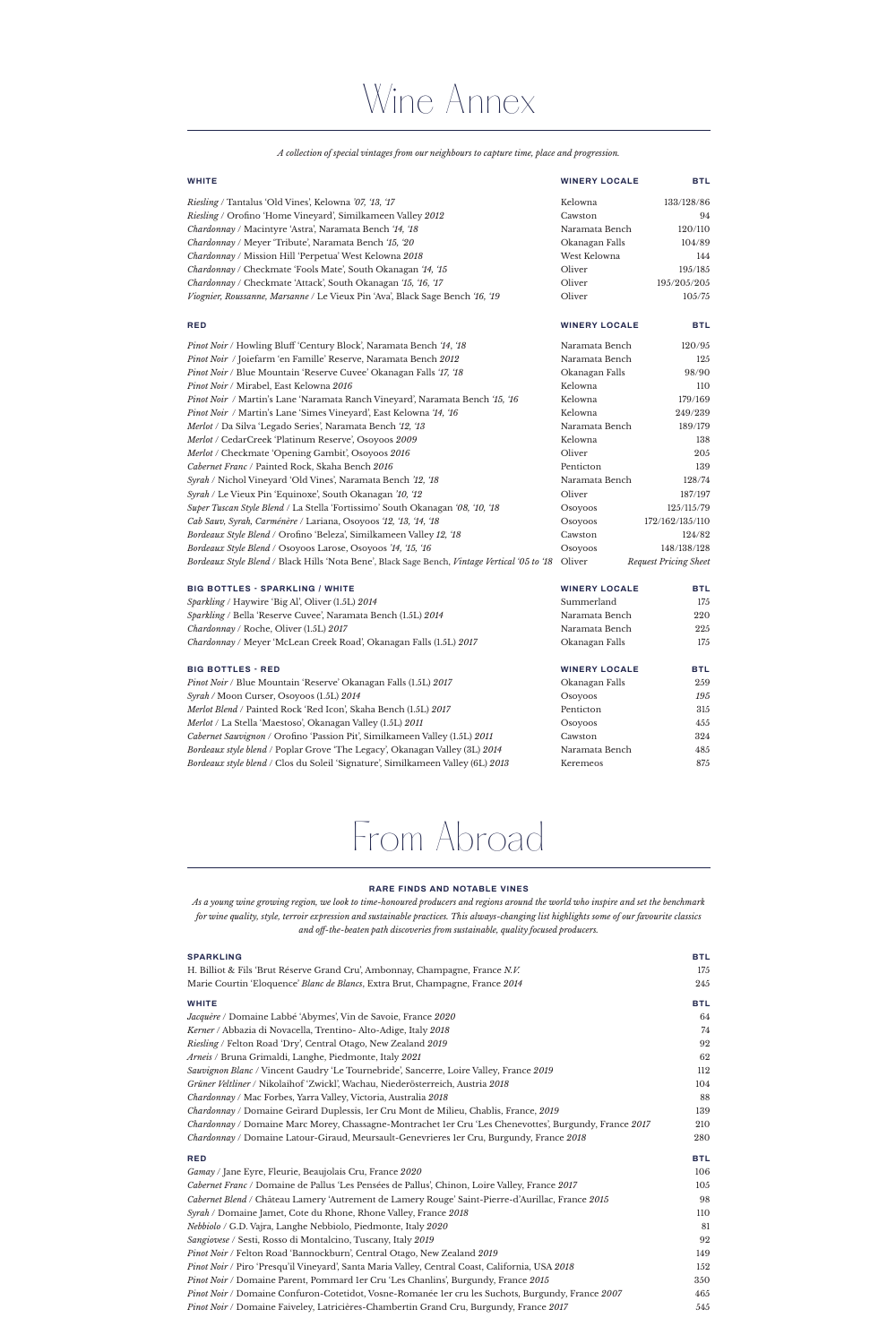# Wine Annex

*A collection of special vintages from our neighbours to capture time, place and progression.*

| WHITE | WINERY LOCALE | BTL |
|---|---|---|
| *Riesling* / Tantalus 'Old Vines', Kelowna *'07, '13, '17* | Kelowna | 133/128/86 |
| *Riesling* / Orofino 'Home Vineyard', Similkameen Valley *2012* | Cawston | 94 |
| *Chardonnay* / Macintyre 'Astra', Naramata Bench *'14, '18* | Naramata Bench | 120/110 |
| *Chardonnay* / Meyer 'Tribute', Naramata Bench *'15, '20* | Okanagan Falls | 104/89 |
| *Chardonnay* / Mission Hill 'Perpetua' West Kelowna *2018* | West Kelowna | 144 |
| *Chardonnay* / Checkmate 'Fools Mate', South Okanagan *'14, '15* | Oliver | 195/185 |
| *Chardonnay* / Checkmate 'Attack', South Okanagan *'15, '16, '17* | Oliver | 195/205/205 |
| *Viognier, Roussanne, Marsanne* / Le Vieux Pin 'Ava', Black Sage Bench *'16, '19* | Oliver | 105/75 |

| RED | WINERY LOCALE | BTL |
|---|---|---|
| *Pinot Noir* / Howling Bluff 'Century Block', Naramata Bench *'14, '18* | Naramata Bench | 120/95 |
| *Pinot Noir* / Joiefarm 'en Famille' Reserve, Naramata Bench *2012* | Naramata Bench | 125 |
| *Pinot Noir* / Blue Mountain 'Reserve Cuvee' Okanagan Falls *'17, '18* | Okanagan Falls | 98/90 |
| *Pinot Noir* / Mirabel, East Kelowna *2016* | Kelowna | 110 |
| *Pinot Noir* / Martin's Lane 'Naramata Ranch Vineyard', Naramata Bench *'15, '16* | Kelowna | 179/169 |
| *Pinot Noir* / Martin's Lane 'Simes Vineyard', East Kelowna *'14, '16* | Kelowna | 249/239 |
| *Merlot* / Da Silva 'Legado Series', Naramata Bench *'12, '13* | Naramata Bench | 189/179 |
| *Merlot* / CedarCreek 'Platinum Reserve', Osoyoos *2009* | Kelowna | 138 |
| *Merlot* / Checkmate 'Opening Gambit', Osoyoos *2016* | Oliver | 205 |
| *Cabernet Franc* / Painted Rock, Skaha Bench *2016* | Penticton | 139 |
| *Syrah* / Nichol Vineyard 'Old Vines', Naramata Bench *'12, '18* | Naramata Bench | 128/74 |
| *Syrah* / Le Vieux Pin 'Equinoxe', South Okanagan *'10, '12* | Oliver | 187/197 |
| *Super Tuscan Style Blend* / La Stella 'Fortissimo' South Okanagan *'08, '10, '18* | Osoyoos | 125/115/79 |
| *Cab Sauv, Syrah, Carménère* / Lariana, Osoyoos *'12, '13, '14, '18* | Osoyoos | 172/162/135/110 |
| *Bordeaux Style Blend* / Orofino 'Beleza', Similkameen Valley *12, '18* | Cawston | 124/82 |
| *Bordeaux Style Blend* / Osoyoos Larose, Osoyoos *'14, '15, '16* | Osoyoos | 148/138/128 |
| *Bordeaux Style Blend* / Black Hills 'Nota Bene', Black Sage Bench, *Vintage Vertical '05 to '18* | Oliver | *Request Pricing Sheet* |

| BIG BOTTLES - SPARKLING / WHITE | WINERY LOCALE | BTL |
|---|---|---|
| *Sparkling* / Haywire 'Big Al', Oliver (1.5L) *2014* | Summerland | 175 |
| *Sparkling* / Bella 'Reserve Cuvee', Naramata Bench (1.5L) *2014* | Naramata Bench | 220 |
| *Chardonnay* / Roche, Oliver (1.5L) *2017* | Naramata Bench | 225 |
| *Chardonnay* / Meyer 'McLean Creek Road', Okanagan Falls (1.5L) *2017* | Okanagan Falls | 175 |

| BIG BOTTLES - RED | WINERY LOCALE | BTL |
|---|---|---|
| *Pinot Noir* / Blue Mountain 'Reserve' Okanagan Falls (1.5L) *2017* | Okanagan Falls | 259 |
| *Syrah* / Moon Curser, Osoyoos (1.5L) *2014* | Osoyoos | 195 |
| *Merlot Blend* / Painted Rock 'Red Icon', Skaha Bench (1.5L) *2017* | Penticton | 315 |
| *Merlot* / La Stella 'Maestoso', Okanagan Valley (1.5L) *2011* | Osoyoos | 455 |
| *Cabernet Sauvignon* / Orofino 'Passion Pit', Similkameen Valley (1.5L) *2011* | Cawston | 324 |
| *Bordeaux style blend* / Poplar Grove 'The Legacy', Okanagan Valley (3L) *2014* | Naramata Bench | 485 |
| *Bordeaux style blend* / Clos du Soleil 'Signature', Similkameen Valley (6L) *2013* | Keremeos | 875 |

# From Abroad

**RARE FINDS AND NOTABLE VINES**

*As a young wine growing region, we look to time-honoured producers and regions around the world who inspire and set the benchmark for wine quality, style, terroir expression and sustainable practices. This always-changing list highlights some of our favourite classics and off-the-beaten path discoveries from sustainable, quality focused producers.*

| SPARKLING | BTL |
|---|---|
| H. Billiot & Fils 'Brut Réserve Grand Cru', Ambonnay, Champagne, France *N.V.* | 175 |
| Marie Courtin 'Eloquence' *Blanc de Blancs*, Extra Brut, Champagne, France *2014* | 245 |

| WHITE | BTL |
|---|---|
| *Jacquère* / Domaine Labbé 'Abymes', Vin de Savoie, France *2020* | 64 |
| *Kerner* / Abbazia di Novacella, Trentino- Alto-Adige, Italy *2018* | 74 |
| *Riesling* / Felton Road 'Dry', Central Otago, New Zealand *2019* | 92 |
| *Arneis* / Bruna Grimaldi, Langhe, Piedmonte, Italy *2021* | 62 |
| *Sauvignon Blanc* / Vincent Gaudry 'Le Tournebride', Sancerre, Loire Valley, France *2019* | 112 |
| *Grüner Veltliner* / Nikolaihof 'Zwickl', Wachau, Niederösterreich, Austria *2018* | 104 |
| *Chardonnay* / Mac Forbes, Yarra Valley, Victoria, Australia *2018* | 88 |
| *Chardonnay* / Domaine Geirard Duplessis, 1er Cru Mont de Milieu, Chablis, France, *2019* | 139 |
| *Chardonnay* / Domaine Marc Morey, Chassagne-Montrachet 1er Cru 'Les Chenevottes', Burgundy, France *2017* | 210 |
| *Chardonnay* / Domaine Latour-Giraud, Meursault-Genevrieres 1er Cru, Burgundy, France *2018* | 280 |

| RED | BTL |
|---|---|
| *Gamay* / Jane Eyre, Fleurie, Beaujolais Cru, France *2020* | 106 |
| *Cabernet Franc* / Domaine de Pallus 'Les Pensées de Pallus', Chinon, Loire Valley, France *2017* | 105 |
| *Cabernet Blend* / Château Lamery 'Autrement de Lamery Rouge' Saint-Pierre-d'Aurillac, France *2015* | 98 |
| *Syrah* / Domaine Jamet, Cote du Rhone, Rhone Valley, France *2018* | 110 |
| *Nebbiolo* / G.D. Vajra, Langhe Nebbiolo, Piedmonte, Italy *2020* | 81 |
| *Sangiovese* / Sesti, Rosso di Montalcino, Tuscany, Italy *2019* | 92 |
| *Pinot Noir* / Felton Road 'Bannockburn', Central Otago, New Zealand *2019* | 149 |
| *Pinot Noir* / Piro 'Presqu'il Vineyard', Santa Maria Valley, Central Coast, California, USA *2018* | 152 |
| *Pinot Noir* / Domaine Parent, Pommard 1er Cru 'Les Chanlins', Burgundy, France *2015* | 350 |
| *Pinot Noir* / Domaine Confuron-Cotetidot, Vosne-Romanée 1er cru les Suchots, Burgundy, France *2007* | 465 |
| *Pinot Noir* / Domaine Faiveley, Latricières-Chambertin Grand Cru, Burgundy, France *2017* | 545 |